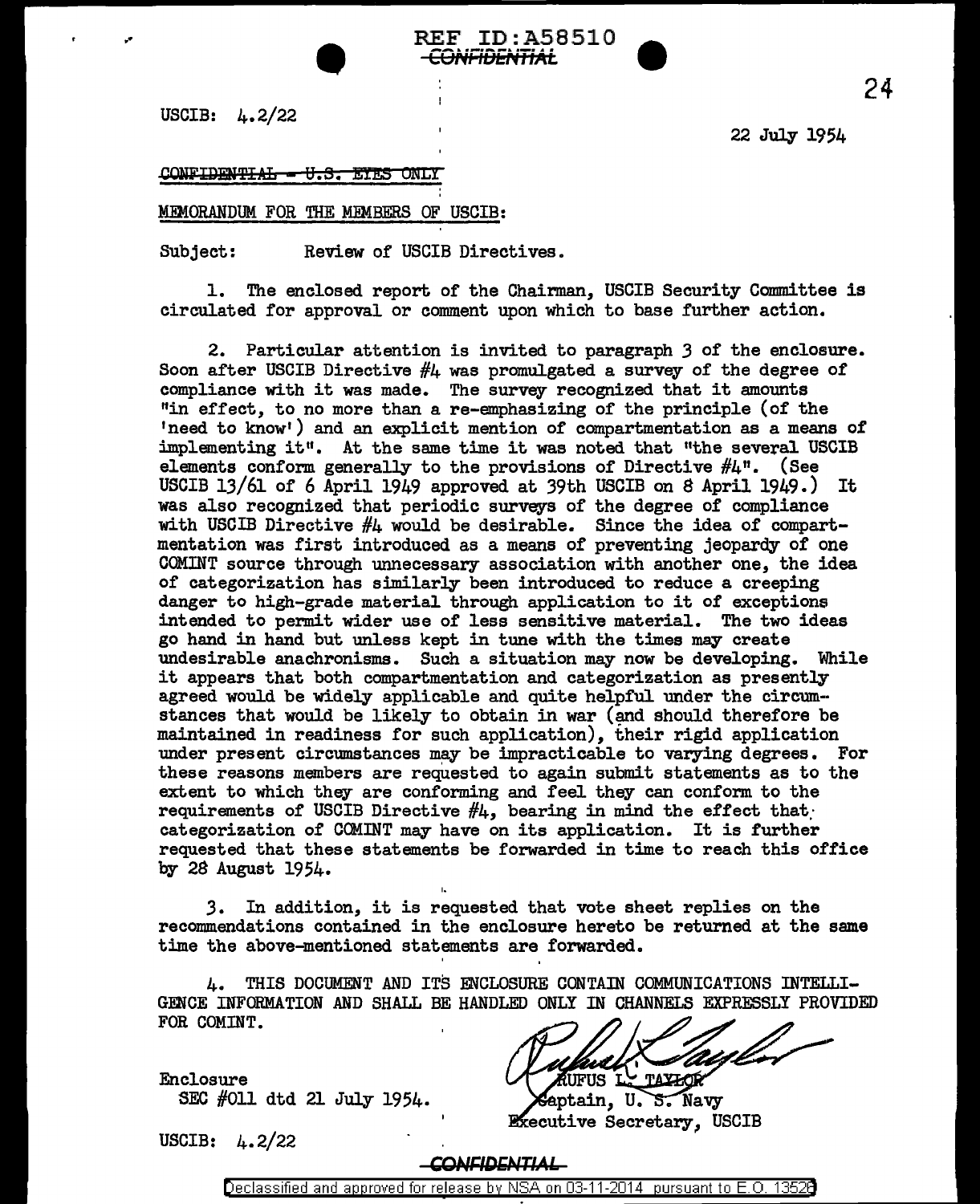REF ID:A58510
~~CONFIDENTIAL~~

USCIB: 4.2/22

22 July 1954

~~CONFIDENTIAL - U.S. EYES ONLY~~

MEMORANDUM FOR THE MEMBERS OF USCIB:

Subject: Review of USCIB Directives.

1. The enclosed report of the Chairman, USCIB Security Committee is circulated for approval or comment upon which to base further action.

2. Particular attention is invited to paragraph 3 of the enclosure. Soon after USCIB Directive #4 was promulgated a survey of the degree of compliance with it was made. The survey recognized that it amounts "in effect, to no more than a re-emphasizing of the principle (of the 'need to know') and an explicit mention of compartmentation as a means of implementing it". At the same time it was noted that "the several USCIB elements conform generally to the provisions of Directive #4". (See USCIB 13/61 of 6 April 1949 approved at 39th USCIB on 8 April 1949.) It was also recognized that periodic surveys of the degree of compliance with USCIB Directive #4 would be desirable. Since the idea of compartmentation was first introduced as a means of preventing jeopardy of one COMINT source through unnecessary association with another one, the idea of categorization has similarly been introduced to reduce a creeping danger to high-grade material through application to it of exceptions intended to permit wider use of less sensitive material. The two ideas go hand in hand but unless kept in tune with the times may create undesirable anachronisms. Such a situation may now be developing. While it appears that both compartmentation and categorization as presently agreed would be widely applicable and quite helpful under the circumstances that would be likely to obtain in war (and should therefore be maintained in readiness for such application), their rigid application under present circumstances may be impracticable to varying degrees. For these reasons members are requested to again submit statements as to the extent to which they are conforming and feel they can conform to the requirements of USCIB Directive #4, bearing in mind the effect that categorization of COMINT may have on its application. It is further requested that these statements be forwarded in time to reach this office by 28 August 1954.

3. In addition, it is requested that vote sheet replies on the recommendations contained in the enclosure hereto be returned at the same time the above-mentioned statements are forwarded.

4. THIS DOCUMENT AND ITS ENCLOSURE CONTAIN COMMUNICATIONS INTELLIGENCE INFORMATION AND SHALL BE HANDLED ONLY IN CHANNELS EXPRESSLY PROVIDED FOR COMINT.

RUFUS L. TAYLOR
Captain, U. S. Navy
Executive Secretary, USCIB

Enclosure
SEC #011 dtd 21 July 1954.

USCIB: 4.2/22

~~CONFIDENTIAL~~

Declassified and approved for release by NSA on 03-11-2014 pursuant to E.O. 13526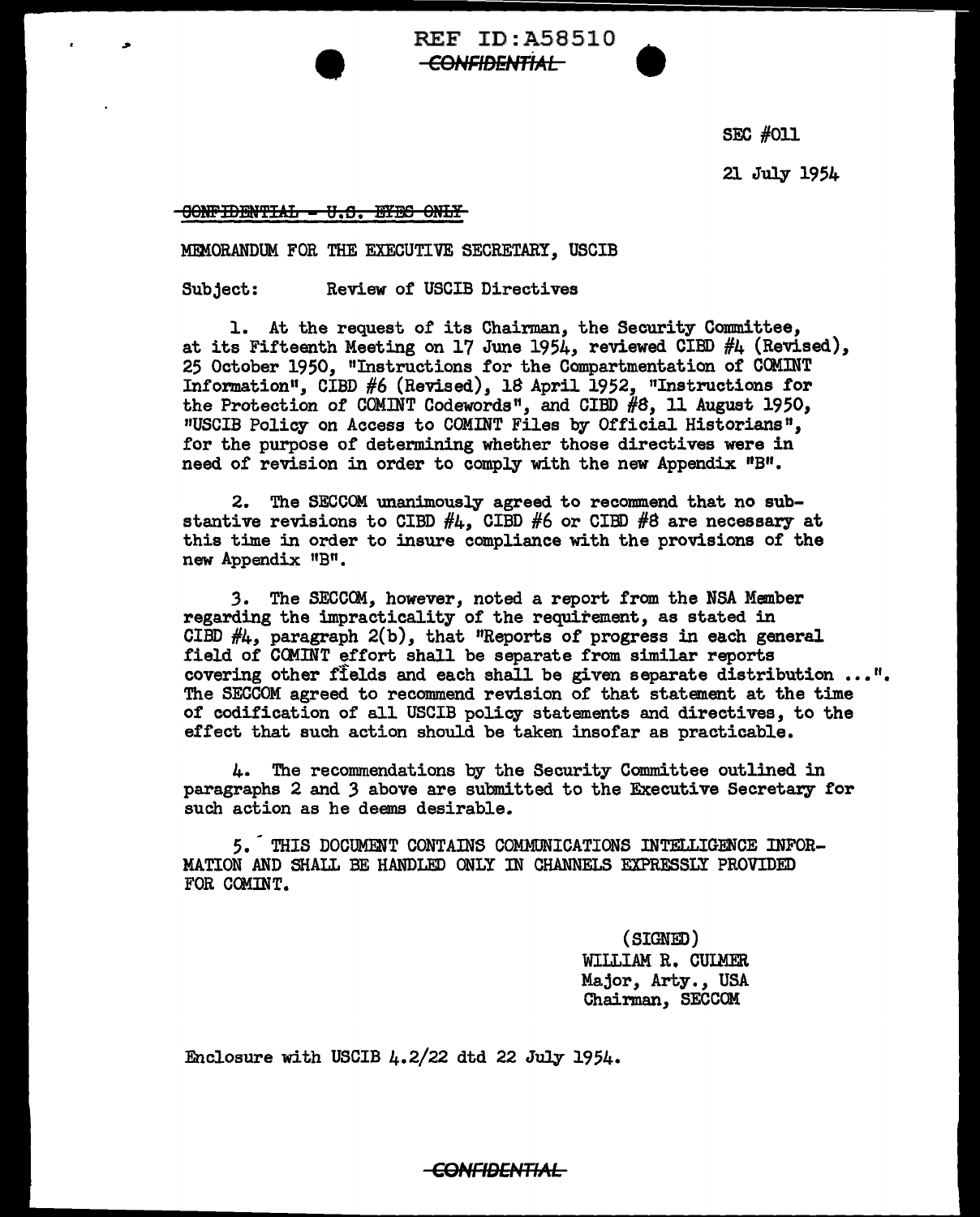REF ID:A58510
~~CONFIDENTIAL~~

SEC #011

21 July 1954

~~CONFIDENTIAL - U.S. EYES ONLY~~

MEMORANDUM FOR THE EXECUTIVE SECRETARY, USCIB

Subject: Review of USCIB Directives

1. At the request of its Chairman, the Security Committee, at its Fifteenth Meeting on 17 June 1954, reviewed CIBD #4 (Revised), 25 October 1950, "Instructions for the Compartmentation of COMINT Information", CIBD #6 (Revised), 18 April 1952, "Instructions for the Protection of COMINT Codewords", and CIBD #8, 11 August 1950, "USCIB Policy on Access to COMINT Files by Official Historians", for the purpose of determining whether those directives were in need of revision in order to comply with the new Appendix "B".

2. The SECCOM unanimously agreed to recommend that no substantive revisions to CIBD #4, CIBD #6 or CIBD #8 are necessary at this time in order to insure compliance with the provisions of the new Appendix "B".

3. The SECCOM, however, noted a report from the NSA Member regarding the impracticality of the requirement, as stated in CIBD #4, paragraph 2(b), that "Reports of progress in each general field of COMINT effort shall be separate from similar reports covering other fields and each shall be given separate distribution ...". The SECCOM agreed to recommend revision of that statement at the time of codification of all USCIB policy statements and directives, to the effect that such action should be taken insofar as practicable.

4. The recommendations by the Security Committee outlined in paragraphs 2 and 3 above are submitted to the Executive Secretary for such action as he deems desirable.

5. THIS DOCUMENT CONTAINS COMMUNICATIONS INTELLIGENCE INFORMATION AND SHALL BE HANDLED ONLY IN CHANNELS EXPRESSLY PROVIDED FOR COMINT.

(SIGNED)
WILLIAM R. CULMER
Major, Arty., USA
Chairman, SECCOM

Enclosure with USCIB 4.2/22 dtd 22 July 1954.

~~CONFIDENTIAL~~